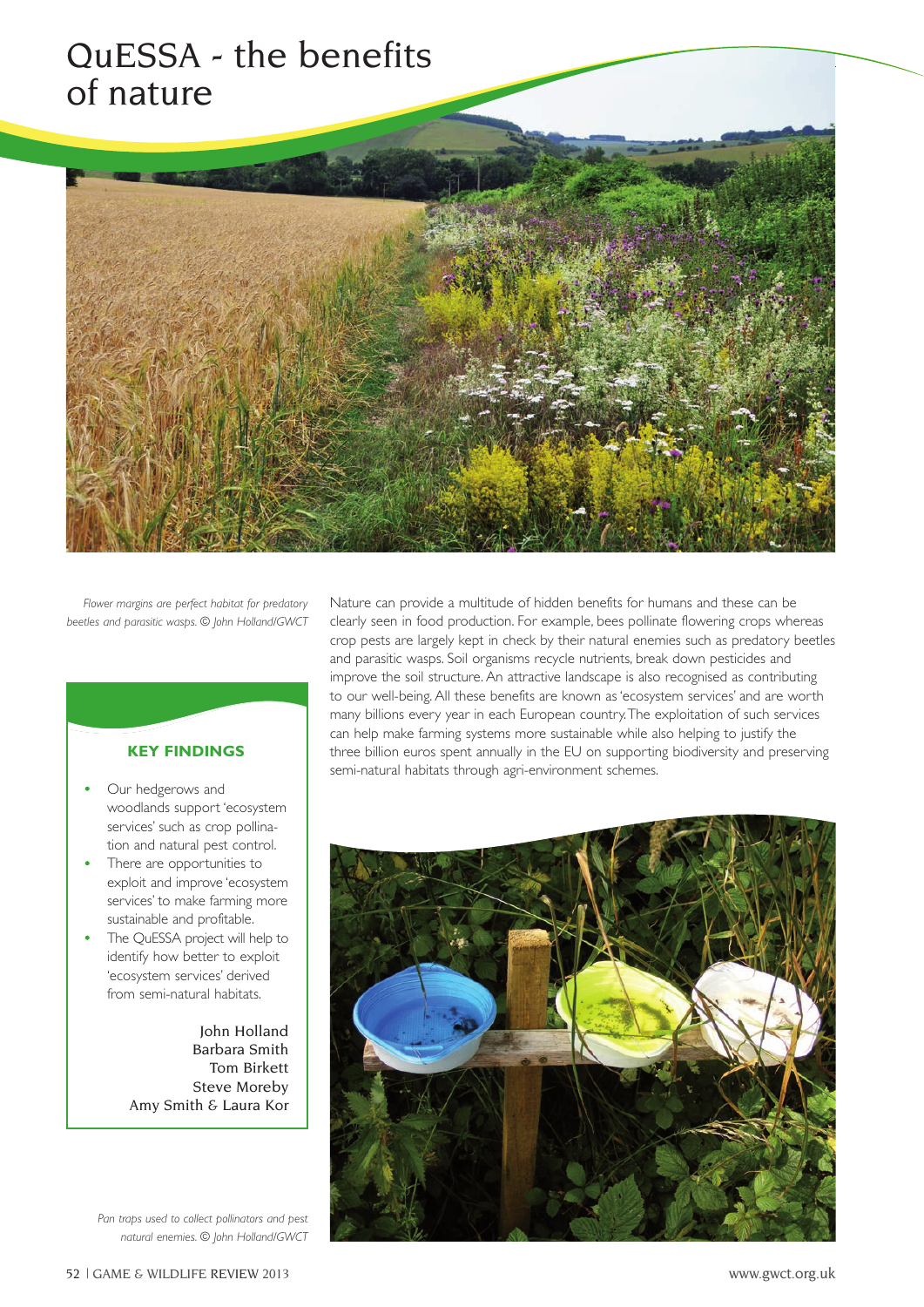# QuESSA - the benefits of nature

*Flower margins are perfect habitat for predatory beetles and parasitic wasps. © John Holland/GWCT*

Nature can provide a multitude of hidden benefits for humans and these can be clearly seen in food production. For example, bees pollinate flowering crops whereas crop pests are largely kept in check by their natural enemies such as predatory beetles and parasitic wasps. Soil organisms recycle nutrients, break down pesticides and improve the soil structure. An attractive landscape is also recognised as contributing to our well-being. All these benefits are known as 'ecosystem services' and are worth many billions every year in each European country. The exploitation of such services can help make farming systems more sustainable while also helping to justify the three billion euros spent annually in the EU on supporting biodiversity and preserving semi-natural habitats through agri-environment schemes.

**KEY FINDINGS**

- Our hedgerows and woodlands support 'ecosystem services' such as crop pollination and natural pest control.
- There are opportunities to exploit and improve 'ecosystem services' to make farming more sustainable and profitable.
- The QuESSA project will help to identify how better to exploit 'ecosystem services' derived from semi-natural habitats.

John Holland
Barbara Smith
Tom Birkett
Steve Moreby
Amy Smith & Laura Kor

*Pan traps used to collect pollinators and pest natural enemies. © John Holland/GWCT*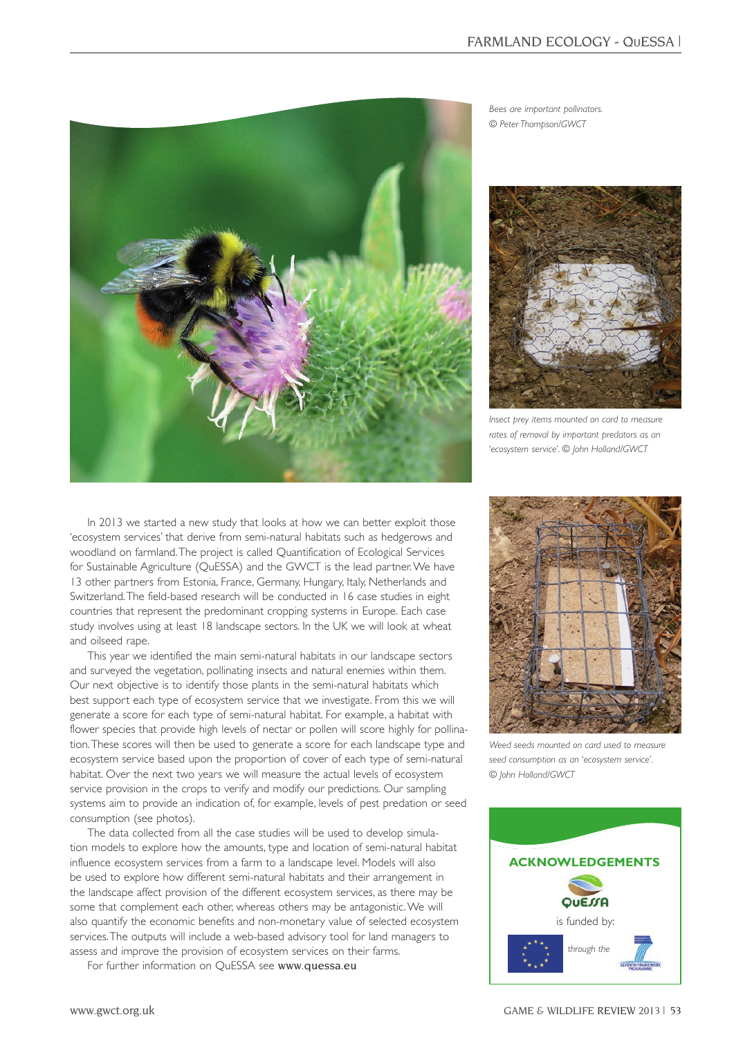*Bees are important pollinators. © Peter Thompson/GWCT*

*Insect prey items mounted on card to measure rates of removal by important predators as an 'ecosystem service'. © John Holland/GWCT*

*Weed seeds mounted on card used to measure seed consumption as an 'ecosystem service'. © John Holland/GWCT*

In 2013 we started a new study that looks at how we can better exploit those 'ecosystem services' that derive from semi-natural habitats such as hedgerows and woodland on farmland. The project is called Quantification of Ecological Services for Sustainable Agriculture (QuESSA) and the GWCT is the lead partner. We have 13 other partners from Estonia, France, Germany, Hungary, Italy, Netherlands and Switzerland. The field-based research will be conducted in 16 case studies in eight countries that represent the predominant cropping systems in Europe. Each case study involves using at least 18 landscape sectors. In the UK we will look at wheat and oilseed rape.

This year we identified the main semi-natural habitats in our landscape sectors and surveyed the vegetation, pollinating insects and natural enemies within them. Our next objective is to identify those plants in the semi-natural habitats which best support each type of ecosystem service that we investigate. From this we will generate a score for each type of semi-natural habitat. For example, a habitat with flower species that provide high levels of nectar or pollen will score highly for pollination. These scores will then be used to generate a score for each landscape type and ecosystem service based upon the proportion of cover of each type of semi-natural habitat. Over the next two years we will measure the actual levels of ecosystem service provision in the crops to verify and modify our predictions. Our sampling systems aim to provide an indication of, for example, levels of pest predation or seed consumption (see photos).

The data collected from all the case studies will be used to develop simulation models to explore how the amounts, type and location of semi-natural habitat influence ecosystem services from a farm to a landscape level. Models will also be used to explore how different semi-natural habitats and their arrangement in the landscape affect provision of the different ecosystem services, as there may be some that complement each other, whereas others may be antagonistic. We will also quantify the economic benefits and non-monetary value of selected ecosystem services. The outputs will include a web-based advisory tool for land managers to assess and improve the provision of ecosystem services on their farms.

For further information on QuESSA see www.quessa.eu

**ACKNOWLEDGEMENTS**

QuESSA

is funded by:

through the

SEVENTH FRAMEWORK PROGRAMME